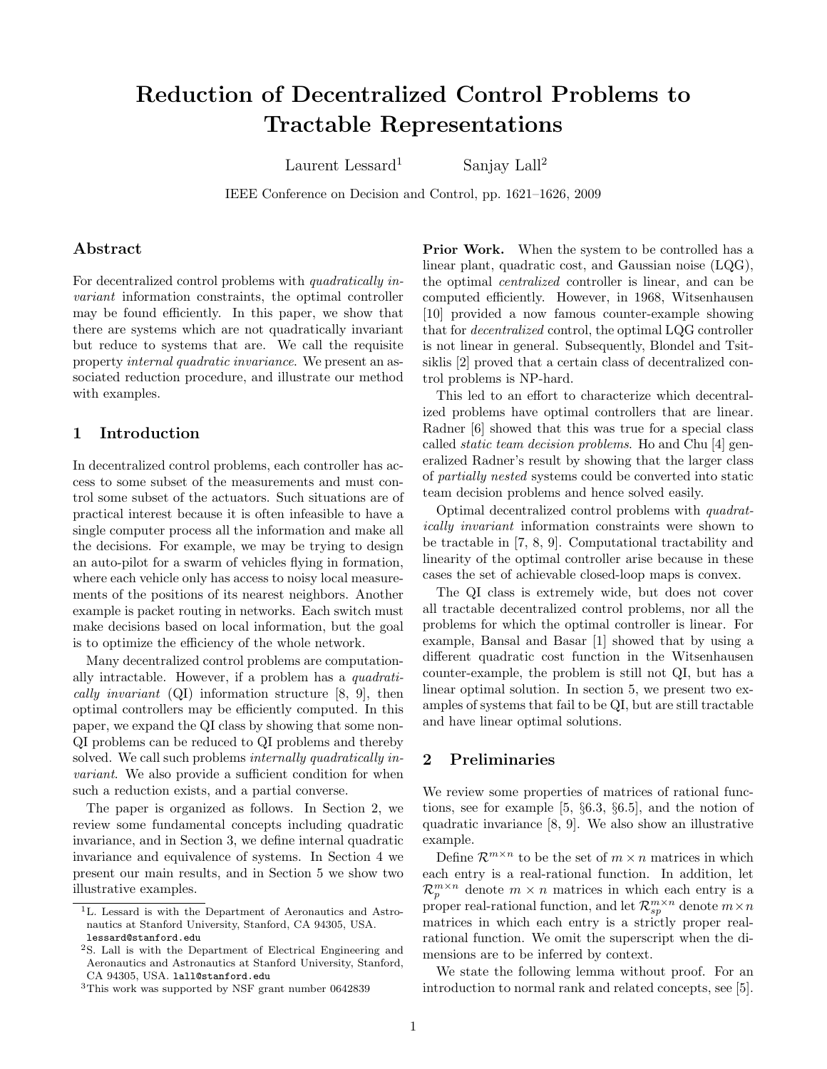# Reduction of Decentralized Control Problems to Tractable Representations

Laurent Lessard[1] Sanjay Lall[2]

IEEE Conference on Decision and Control, pp. 1621–1626, 2009

## Abstract

For decentralized control problems with *quadratically invariant* information constraints, the optimal controller may be found efficiently. In this paper, we show that there are systems which are not quadratically invariant but reduce to systems that are. We call the requisite property *internal quadratic invariance*. We present an associated reduction procedure, and illustrate our method with examples.

## 1 Introduction

In decentralized control problems, each controller has access to some subset of the measurements and must control some subset of the actuators. Such situations are of practical interest because it is often infeasible to have a single computer process all the information and make all the decisions. For example, we may be trying to design an auto-pilot for a swarm of vehicles flying in formation, where each vehicle only has access to noisy local measurements of the positions of its nearest neighbors. Another example is packet routing in networks. Each switch must make decisions based on local information, but the goal is to optimize the efficiency of the whole network.

Many decentralized control problems are computationally intractable. However, if a problem has a *quadratically invariant* (QI) information structure [8, 9], then optimal controllers may be efficiently computed. In this paper, we expand the QI class by showing that some non-QI problems can be reduced to QI problems and thereby solved. We call such problems *internally quadratically invariant*. We also provide a sufficient condition for when such a reduction exists, and a partial converse.

The paper is organized as follows. In Section 2, we review some fundamental concepts including quadratic invariance, and in Section 3, we define internal quadratic invariance and equivalence of systems. In Section 4 we present our main results, and in Section 5 we show two illustrative examples.

**Prior Work.** When the system to be controlled has a linear plant, quadratic cost, and Gaussian noise (LQG), the optimal *centralized* controller is linear, and can be computed efficiently. However, in 1968, Witsenhausen [10] provided a now famous counter-example showing that for *decentralized* control, the optimal LQG controller is not linear in general. Subsequently, Blondel and Tsitsiklis [2] proved that a certain class of decentralized control problems is NP-hard.

This led to an effort to characterize which decentralized problems have optimal controllers that are linear. Radner [6] showed that this was true for a special class called *static team decision problems*. Ho and Chu [4] generalized Radner's result by showing that the larger class of *partially nested* systems could be converted into static team decision problems and hence solved easily.

Optimal decentralized control problems with *quadratically invariant* information constraints were shown to be tractable in [7, 8, 9]. Computational tractability and linearity of the optimal controller arise because in these cases the set of achievable closed-loop maps is convex.

The QI class is extremely wide, but does not cover all tractable decentralized control problems, nor all the problems for which the optimal controller is linear. For example, Bansal and Basar [1] showed that by using a different quadratic cost function in the Witsenhausen counter-example, the problem is still not QI, but has a linear optimal solution. In section 5, we present two examples of systems that fail to be QI, but are still tractable and have linear optimal solutions.

## 2 Preliminaries

We review some properties of matrices of rational functions, see for example [5, §6.3, §6.5], and the notion of quadratic invariance [8, 9]. We also show an illustrative example.

Define $\mathcal{R}^{m\times n}$ to be the set of $m \times n$ matrices in which each entry is a real-rational function. In addition, let $\mathcal{R}_p^{m\times n}$ denote $m \times n$ matrices in which each entry is a proper real-rational function, and let $\mathcal{R}_{sp}^{m\times n}$ denote $m\times n$ matrices in which each entry is a strictly proper real-rational function. We omit the superscript when the dimensions are to be inferred by context.

We state the following lemma without proof. For an introduction to normal rank and related concepts, see [5].

---

[1] L. Lessard is with the Department of Aeronautics and Astronautics at Stanford University, Stanford, CA 94305, USA. lessard@stanford.edu

[2] S. Lall is with the Department of Electrical Engineering and Aeronautics and Astronautics at Stanford University, Stanford, CA 94305, USA. lall@stanford.edu

[3] This work was supported by NSF grant number 0642839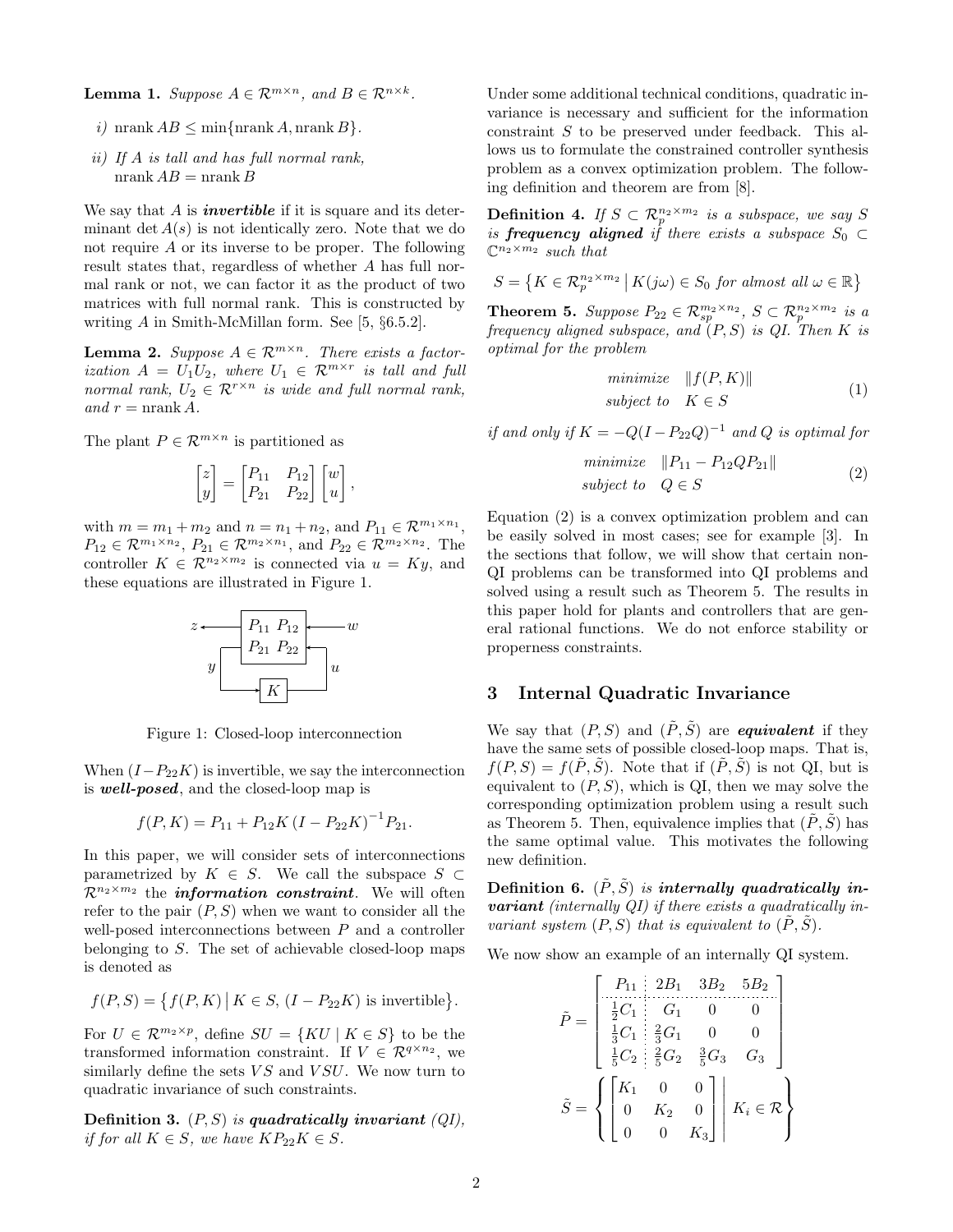**Lemma 1.** *Suppose $A \in \mathcal{R}^{m\times n}$, and $B \in \mathcal{R}^{n\times k}$.*

*i)* $\operatorname{nrank} AB \leq \min\{\operatorname{nrank} A, \operatorname{nrank} B\}$.

*ii) If $A$ is tall and has full normal rank,* $\operatorname{nrank} AB = \operatorname{nrank} B$

We say that $A$ is ***invertible*** if it is square and its determinant $\det A(s)$ is not identically zero. Note that we do not require $A$ or its inverse to be proper. The following result states that, regardless of whether $A$ has full normal rank or not, we can factor it as the product of two matrices with full normal rank. This is constructed by writing $A$ in Smith-McMillan form. See [5, §6.5.2].

**Lemma 2.** *Suppose $A \in \mathcal{R}^{m\times n}$. There exists a factorization $A = U_1 U_2$, where $U_1 \in \mathcal{R}^{m\times r}$ is tall and full normal rank, $U_2 \in \mathcal{R}^{r\times n}$ is wide and full normal rank, and $r = \operatorname{nrank} A$.*

The plant $P \in \mathcal{R}^{m\times n}$ is partitioned as

$$\begin{bmatrix} z \\ y \end{bmatrix} = \begin{bmatrix} P_{11} & P_{12} \\ P_{21} & P_{22} \end{bmatrix} \begin{bmatrix} w \\ u \end{bmatrix},$$

with $m = m_1 + m_2$ and $n = n_1 + n_2$, and $P_{11} \in \mathcal{R}^{m_1\times n_1}$, $P_{12} \in \mathcal{R}^{m_1\times n_2}$, $P_{21} \in \mathcal{R}^{m_2\times n_1}$, and $P_{22} \in \mathcal{R}^{m_2\times n_2}$. The controller $K \in \mathcal{R}^{n_2\times m_2}$ is connected via $u = Ky$, and these equations are illustrated in Figure 1.

Figure 1: Closed-loop interconnection

When $(I - P_{22}K)$ is invertible, we say the interconnection is ***well-posed***, and the closed-loop map is

$$f(P, K) = P_{11} + P_{12}K\left(I - P_{22}K\right)^{-1}P_{21}.$$

In this paper, we will consider sets of interconnections parametrized by $K \in S$. We call the subspace $S \subset \mathcal{R}^{n_2\times m_2}$ the ***information constraint***. We will often refer to the pair $(P, S)$ when we want to consider all the well-posed interconnections between $P$ and a controller belonging to $S$. The set of achievable closed-loop maps is denoted as

$$f(P, S) = \left\{ f(P, K) \,\middle|\, K \in S,\ (I - P_{22}K) \text{ is invertible} \right\}.$$

For $U \in \mathcal{R}^{m_2\times p}$, define $SU = \{KU \mid K \in S\}$ to be the transformed information constraint. If $V \in \mathcal{R}^{q\times n_2}$, we similarly define the sets $VS$ and $VSU$. We now turn to quadratic invariance of such constraints.

**Definition 3.** *$(P, S)$ is **quadratically invariant** (QI), if for all $K \in S$, we have $KP_{22}K \in S$.*

Under some additional technical conditions, quadratic invariance is necessary and sufficient for the information constraint $S$ to be preserved under feedback. This allows us to formulate the constrained controller synthesis problem as a convex optimization problem. The following definition and theorem are from [8].

**Definition 4.** *If $S \subset \mathcal{R}_p^{n_2\times m_2}$ is a subspace, we say $S$ is **frequency aligned** if there exists a subspace $S_0 \subset \mathbb{C}^{n_2\times m_2}$ such that*

$$S = \left\{ K \in \mathcal{R}_p^{n_2\times m_2} \,\middle|\, K(j\omega) \in S_0 \text{ for almost all } \omega \in \mathbb{R} \right\}$$

**Theorem 5.** *Suppose $P_{22} \in \mathcal{R}_{sp}^{m_2\times n_2}$, $S \subset \mathcal{R}_p^{n_2\times m_2}$ is a frequency aligned subspace, and $(P, S)$ is QI. Then $K$ is optimal for the problem*

$$\begin{aligned} &\text{minimize} && \|f(P, K)\| \\ &\text{subject to} && K \in S \end{aligned} \tag{1}$$

*if and only if $K = -Q(I - P_{22}Q)^{-1}$ and $Q$ is optimal for*

$$\begin{aligned} &\text{minimize} && \|P_{11} - P_{12}QP_{21}\| \\ &\text{subject to} && Q \in S \end{aligned} \tag{2}$$

Equation (2) is a convex optimization problem and can be easily solved in most cases; see for example [3]. In the sections that follow, we will show that certain non-QI problems can be transformed into QI problems and solved using a result such as Theorem 5. The results in this paper hold for plants and controllers that are general rational functions. We do not enforce stability or properness constraints.

## 3 Internal Quadratic Invariance

We say that $(P, S)$ and $(\tilde{P}, \tilde{S})$ are ***equivalent*** if they have the same sets of possible closed-loop maps. That is, $f(P, S) = f(\tilde{P}, \tilde{S})$. Note that if $(\tilde{P}, \tilde{S})$ is not QI, but is equivalent to $(P, S)$, which is QI, then we may solve the corresponding optimization problem using a result such as Theorem 5. Then, equivalence implies that $(\tilde{P}, \tilde{S})$ has the same optimal value. This motivates the following new definition.

**Definition 6.** *$(\tilde{P}, \tilde{S})$ is **internally quadratically invariant** (internally QI) if there exists a quadratically invariant system $(P, S)$ that is equivalent to $(\tilde{P}, \tilde{S})$.*

We now show an example of an internally QI system.

$$\tilde{P} = \left[\begin{array}{c:ccc} P_{11} & 2B_1 & 3B_2 & 5B_2 \\ \hdashline \frac{1}{2}C_1 & G_1 & 0 & 0 \\ \frac{1}{3}C_1 & \frac{2}{3}G_1 & 0 & 0 \\ \frac{1}{5}C_2 & \frac{2}{5}G_2 & \frac{3}{5}G_3 & G_3 \end{array}\right]$$

$$\tilde{S} = \left\{ \begin{bmatrix} K_1 & 0 & 0 \\ 0 & K_2 & 0 \\ 0 & 0 & K_3 \end{bmatrix} \,\middle|\, K_i \in \mathcal{R} \right\}$$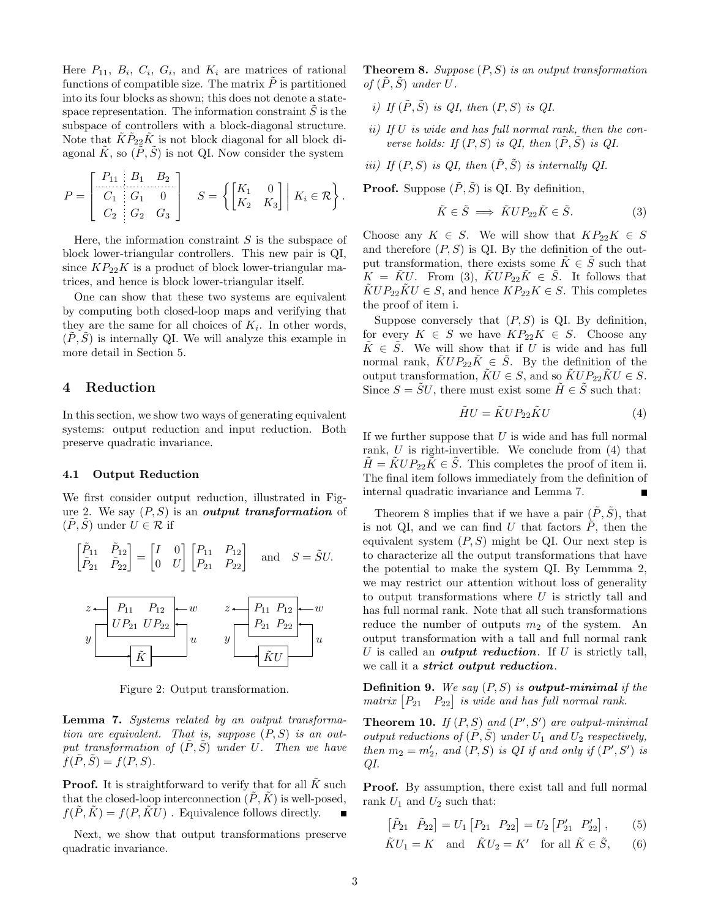Here $P_{11}$, $B_i$, $C_i$, $G_i$, and $K_i$ are matrices of rational functions of compatible size. The matrix $\tilde{P}$ is partitioned into its four blocks as shown; this does not denote a state-space representation. The information constraint $\tilde{S}$ is the subspace of controllers with a block-diagonal structure. Note that $\tilde{K}\tilde{P}_{22}\tilde{K}$ is not block diagonal for all block diagonal $\tilde{K}$, so $(\tilde{P}, \tilde{S})$ is not QI. Now consider the system

$$P = \left[\begin{array}{c:cc} P_{11} & B_1 & B_2 \\ \hdashline C_1 & G_1 & 0 \\ C_2 & G_2 & G_3 \end{array}\right] \qquad S = \left\{ \begin{bmatrix} K_1 & 0 \\ K_2 & K_3 \end{bmatrix} \,\middle|\, K_i \in \mathcal{R} \right\}.$$

Here, the information constraint $S$ is the subspace of block lower-triangular controllers. This new pair is QI, since $KP_{22}K$ is a product of block lower-triangular matrices, and hence is block lower-triangular itself.

One can show that these two systems are equivalent by computing both closed-loop maps and verifying that they are the same for all choices of $K_i$. In other words, $(\tilde{P}, \tilde{S})$ is internally QI. We will analyze this example in more detail in Section 5.

## 4 Reduction

In this section, we show two ways of generating equivalent systems: output reduction and input reduction. Both preserve quadratic invariance.

### 4.1 Output Reduction

We first consider output reduction, illustrated in Figure 2. We say $(P, S)$ is an ***output transformation*** of $(\tilde{P}, \tilde{S})$ under $U \in \mathcal{R}$ if

$$\begin{bmatrix} \tilde{P}_{11} & \tilde{P}_{12} \\ \tilde{P}_{21} & \tilde{P}_{22} \end{bmatrix} = \begin{bmatrix} I & 0 \\ 0 & U \end{bmatrix} \begin{bmatrix} P_{11} & P_{12} \\ P_{21} & P_{22} \end{bmatrix} \quad \text{and} \quad S = \tilde{S}U.$$

Figure 2: Output transformation.

**Lemma 7.** *Systems related by an output transformation are equivalent. That is, suppose $(P, S)$ is an output transformation of $(\tilde{P}, \tilde{S})$ under $U$. Then we have $f(\tilde{P}, \tilde{S}) = f(P, S)$.*

**Proof.** It is straightforward to verify that for all $\tilde{K}$ such that the closed-loop interconnection $(\tilde{P}, \tilde{K})$ is well-posed, $f(\tilde{P}, \tilde{K}) = f(P, \tilde{K}U)$ . Equivalence follows directly. ∎

Next, we show that output transformations preserve quadratic invariance.

**Theorem 8.** *Suppose $(P, S)$ is an output transformation of $(\tilde{P}, \tilde{S})$ under $U$.*

*i) If $(\tilde{P}, \tilde{S})$ is QI, then $(P, S)$ is QI.*

*ii) If $U$ is wide and has full normal rank, then the converse holds: If $(P, S)$ is QI, then $(\tilde{P}, \tilde{S})$ is QI.*

*iii) If $(P, S)$ is QI, then $(\tilde{P}, \tilde{S})$ is internally QI.*

**Proof.** Suppose $(\tilde{P}, \tilde{S})$ is QI. By definition,

$$\tilde{K} \in \tilde{S} \implies \tilde{K}UP_{22}\tilde{K} \in \tilde{S}. \tag{3}$$

Choose any $K \in S$. We will show that $KP_{22}K \in S$ and therefore $(P, S)$ is QI. By the definition of the output transformation, there exists some $\tilde{K} \in \tilde{S}$ such that $K = \tilde{K}U$. From (3), $\tilde{K}UP_{22}\tilde{K} \in \tilde{S}$. It follows that $\tilde{K}UP_{22}\tilde{K}U \in S$, and hence $KP_{22}K \in S$. This completes the proof of item i.

Suppose conversely that $(P, S)$ is QI. By definition, for every $K \in S$ we have $KP_{22}K \in S$. Choose any $\tilde{K} \in \tilde{S}$. We will show that if $U$ is wide and has full normal rank, $\tilde{K}UP_{22}\tilde{K} \in \tilde{S}$. By the definition of the output transformation, $\tilde{K}U \in S$, and so $\tilde{K}UP_{22}\tilde{K}U \in S$. Since $S = \tilde{S}U$, there must exist some $\tilde{H} \in \tilde{S}$ such that:

$$\tilde{H}U = \tilde{K}UP_{22}\tilde{K}U \tag{4}$$

If we further suppose that $U$ is wide and has full normal rank, $U$ is right-invertible. We conclude from (4) that $\tilde{H} = \tilde{K}UP_{22}\tilde{K} \in \tilde{S}$. This completes the proof of item ii. The final item follows immediately from the definition of internal quadratic invariance and Lemma 7. ∎

Theorem 8 implies that if we have a pair $(\tilde{P}, \tilde{S})$, that is not QI, and we can find $U$ that factors $\tilde{P}$, then the equivalent system $(P, S)$ might be QI. Our next step is to characterize all the output transformations that have the potential to make the system QI. By Lemmma 2, we may restrict our attention without loss of generality to output transformations where $U$ is strictly tall and has full normal rank. Note that all such transformations reduce the number of outputs $m_2$ of the system. An output transformation with a tall and full normal rank $U$ is called an ***output reduction***. If $U$ is strictly tall, we call it a ***strict output reduction***.

**Definition 9.** *We say $(P, S)$ is **output-minimal** if the matrix $\begin{bmatrix} P_{21} & P_{22} \end{bmatrix}$ is wide and has full normal rank.*

**Theorem 10.** *If $(P, S)$ and $(P', S')$ are output-minimal output reductions of $(\tilde{P}, \tilde{S})$ under $U_1$ and $U_2$ respectively, then $m_2 = m_2'$, and $(P, S)$ is QI if and only if $(P', S')$ is QI.*

**Proof.** By assumption, there exist tall and full normal rank $U_1$ and $U_2$ such that:

$$\begin{bmatrix} \tilde{P}_{21} & \tilde{P}_{22} \end{bmatrix} = U_1 \begin{bmatrix} P_{21} & P_{22} \end{bmatrix} = U_2 \begin{bmatrix} P_{21}' & P_{22}' \end{bmatrix}, \tag{5}$$

$$\tilde{K}U_1 = K \quad \text{and} \quad \tilde{K}U_2 = K' \quad \text{for all } \tilde{K} \in \tilde{S}, \tag{6}$$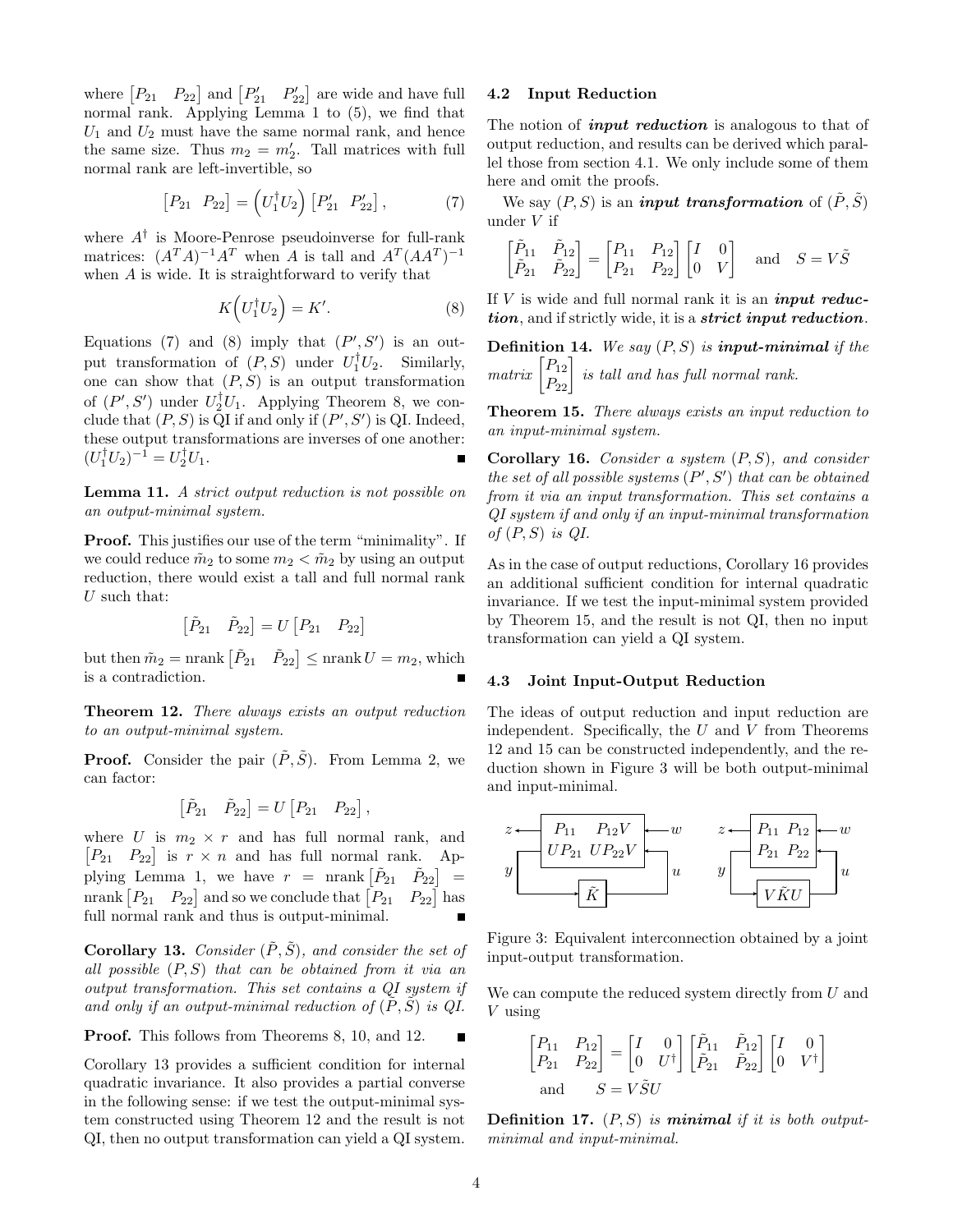where $\begin{bmatrix} P_{21} & P_{22} \end{bmatrix}$ and $\begin{bmatrix} P'_{21} & P'_{22} \end{bmatrix}$ are wide and have full normal rank. Applying Lemma 1 to (5), we find that $U_1$ and $U_2$ must have the same normal rank, and hence the same size. Thus $m_2 = m'_2$. Tall matrices with full normal rank are left-invertible, so

$$\begin{bmatrix} P_{21} & P_{22} \end{bmatrix} = \left(U_1^\dagger U_2\right) \begin{bmatrix} P'_{21} & P'_{22} \end{bmatrix}, \tag{7}$$

where $A^\dagger$ is Moore-Penrose pseudoinverse for full-rank matrices: $(A^T A)^{-1} A^T$ when $A$ is tall and $A^T(AA^T)^{-1}$ when $A$ is wide. It is straightforward to verify that

$$K\left(U_1^\dagger U_2\right) = K'. \tag{8}$$

Equations (7) and (8) imply that $(P', S')$ is an output transformation of $(P, S)$ under $U_1^\dagger U_2$. Similarly, one can show that $(P, S)$ is an output transformation of $(P', S')$ under $U_2^\dagger U_1$. Applying Theorem 8, we conclude that $(P, S)$ is QI if and only if $(P', S')$ is QI. Indeed, these output transformations are inverses of one another: $(U_1^\dagger U_2)^{-1} = U_2^\dagger U_1$. ∎

**Lemma 11.** *A strict output reduction is not possible on an output-minimal system.*

**Proof.** This justifies our use of the term "minimality". If we could reduce $\tilde{m}_2$ to some $m_2 < \tilde{m}_2$ by using an output reduction, there would exist a tall and full normal rank $U$ such that:

$$\begin{bmatrix} \tilde{P}_{21} & \tilde{P}_{22} \end{bmatrix} = U \begin{bmatrix} P_{21} & P_{22} \end{bmatrix}$$

but then $\tilde{m}_2 = \operatorname{nrank} \begin{bmatrix} \tilde{P}_{21} & \tilde{P}_{22} \end{bmatrix} \leq \operatorname{nrank} U = m_2$, which is a contradiction. ∎

**Theorem 12.** *There always exists an output reduction to an output-minimal system.*

**Proof.** Consider the pair $(\tilde{P}, \tilde{S})$. From Lemma 2, we can factor:

$$\begin{bmatrix} \tilde{P}_{21} & \tilde{P}_{22} \end{bmatrix} = U \begin{bmatrix} P_{21} & P_{22} \end{bmatrix},$$

where $U$ is $m_2 \times r$ and has full normal rank, and $\begin{bmatrix} P_{21} & P_{22} \end{bmatrix}$ is $r \times n$ and has full normal rank. Applying Lemma 1, we have $r = \operatorname{nrank} \begin{bmatrix} \tilde{P}_{21} & \tilde{P}_{22} \end{bmatrix} = \operatorname{nrank} \begin{bmatrix} P_{21} & P_{22} \end{bmatrix}$ and so we conclude that $\begin{bmatrix} P_{21} & P_{22} \end{bmatrix}$ has full normal rank and thus is output-minimal. ∎

**Corollary 13.** *Consider $(\tilde{P}, \tilde{S})$, and consider the set of all possible $(P, S)$ that can be obtained from it via an output transformation. This set contains a QI system if and only if an output-minimal reduction of $(\tilde{P}, \tilde{S})$ is QI.*

**Proof.** This follows from Theorems 8, 10, and 12. ∎

Corollary 13 provides a sufficient condition for internal quadratic invariance. It also provides a partial converse in the following sense: if we test the output-minimal system constructed using Theorem 12 and the result is not QI, then no output transformation can yield a QI system.

### 4.2 Input Reduction

The notion of ***input reduction*** is analogous to that of output reduction, and results can be derived which parallel those from section 4.1. We only include some of them here and omit the proofs.

We say $(P, S)$ is an ***input transformation*** of $(\tilde{P}, \tilde{S})$ under $V$ if

$$\begin{bmatrix} \tilde{P}_{11} & \tilde{P}_{12} \\ \tilde{P}_{21} & \tilde{P}_{22} \end{bmatrix} = \begin{bmatrix} P_{11} & P_{12} \\ P_{21} & P_{22} \end{bmatrix} \begin{bmatrix} I & 0 \\ 0 & V \end{bmatrix} \quad \text{and} \quad S = V\tilde{S}$$

If $V$ is wide and full normal rank it is an ***input reduction***, and if strictly wide, it is a ***strict input reduction***.

**Definition 14.** *We say $(P, S)$ is **input-minimal** if the matrix $\begin{bmatrix} P_{12} \\ P_{22} \end{bmatrix}$ is tall and has full normal rank.*

**Theorem 15.** *There always exists an input reduction to an input-minimal system.*

**Corollary 16.** *Consider a system $(P, S)$, and consider the set of all possible systems $(P', S')$ that can be obtained from it via an input transformation. This set contains a QI system if and only if an input-minimal transformation of $(P, S)$ is QI.*

As in the case of output reductions, Corollary 16 provides an additional sufficient condition for internal quadratic invariance. If we test the input-minimal system provided by Theorem 15, and the result is not QI, then no input transformation can yield a QI system.

### 4.3 Joint Input-Output Reduction

The ideas of output reduction and input reduction are independent. Specifically, the $U$ and $V$ from Theorems 12 and 15 can be constructed independently, and the reduction shown in Figure 3 will be both output-minimal and input-minimal.

Figure 3: Equivalent interconnection obtained by a joint input-output transformation.

We can compute the reduced system directly from $U$ and $V$ using

$$\begin{bmatrix} P_{11} & P_{12} \\ P_{21} & P_{22} \end{bmatrix} = \begin{bmatrix} I & 0 \\ 0 & U^\dagger \end{bmatrix} \begin{bmatrix} \tilde{P}_{11} & \tilde{P}_{12} \\ \tilde{P}_{21} & \tilde{P}_{22} \end{bmatrix} \begin{bmatrix} I & 0 \\ 0 & V^\dagger \end{bmatrix}$$
$$\text{and} \qquad S = V\tilde{S}U$$

**Definition 17.** *$(P, S)$ is **minimal** if it is both output-minimal and input-minimal.*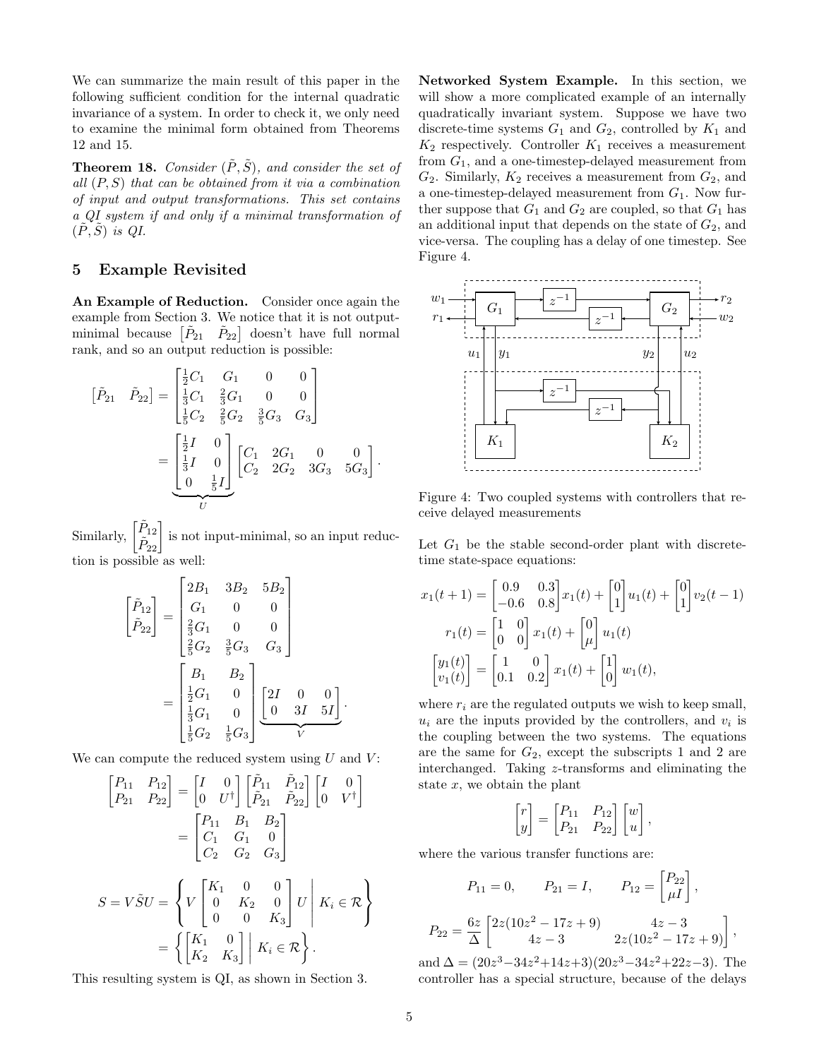We can summarize the main result of this paper in the following sufficient condition for the internal quadratic invariance of a system. In order to check it, we only need to examine the minimal form obtained from Theorems 12 and 15.

**Theorem 18.** *Consider $(\tilde{P}, \tilde{S})$, and consider the set of all $(P, S)$ that can be obtained from it via a combination of input and output transformations. This set contains a QI system if and only if a minimal transformation of $(\tilde{P}, \tilde{S})$ is QI.*

## 5 Example Revisited

**An Example of Reduction.** Consider once again the example from Section 3. We notice that it is not output-minimal because $\begin{bmatrix}\tilde{P}_{21} & \tilde{P}_{22}\end{bmatrix}$ doesn't have full normal rank, and so an output reduction is possible:

$$\begin{bmatrix}\tilde{P}_{21} & \tilde{P}_{22}\end{bmatrix} = \begin{bmatrix} \frac{1}{2}C_1 & G_1 & 0 & 0 \\ \frac{1}{3}C_1 & \frac{2}{3}G_1 & 0 & 0 \\ \frac{1}{5}C_2 & \frac{2}{5}G_2 & \frac{3}{5}G_3 & G_3 \end{bmatrix} = \underbrace{\begin{bmatrix} \frac{1}{2}I & 0 \\ \frac{1}{3}I & 0 \\ 0 & \frac{1}{5}I \end{bmatrix}}_{U} \begin{bmatrix} C_1 & 2G_1 & 0 & 0 \\ C_2 & 2G_2 & 3G_3 & 5G_3 \end{bmatrix}.$$

Similarly, $\begin{bmatrix}\tilde{P}_{12} \\ \tilde{P}_{22}\end{bmatrix}$ is not input-minimal, so an input reduction is possible as well:

$$\begin{bmatrix}\tilde{P}_{12} \\ \tilde{P}_{22}\end{bmatrix} = \begin{bmatrix} 2B_1 & 3B_2 & 5B_2 \\ G_1 & 0 & 0 \\ \frac{2}{3}G_1 & 0 & 0 \\ \frac{2}{5}G_2 & \frac{3}{5}G_3 & G_3 \end{bmatrix} = \begin{bmatrix} B_1 & B_2 \\ \frac{1}{2}G_1 & 0 \\ \frac{1}{3}G_1 & 0 \\ \frac{1}{5}G_2 & \frac{1}{5}G_3 \end{bmatrix} \underbrace{\begin{bmatrix} 2I & 0 & 0 \\ 0 & 3I & 5I \end{bmatrix}}_{V}.$$

We can compute the reduced system using $U$ and $V$:

$$\begin{bmatrix} P_{11} & P_{12} \\ P_{21} & P_{22} \end{bmatrix} = \begin{bmatrix} I & 0 \\ 0 & U^\dagger \end{bmatrix} \begin{bmatrix} \tilde{P}_{11} & \tilde{P}_{12} \\ \tilde{P}_{21} & \tilde{P}_{22} \end{bmatrix} \begin{bmatrix} I & 0 \\ 0 & V^\dagger \end{bmatrix} = \begin{bmatrix} P_{11} & B_1 & B_2 \\ C_1 & G_1 & 0 \\ C_2 & G_2 & G_3 \end{bmatrix}$$

$$S = V\tilde{S}U = \left\{ V \begin{bmatrix} K_1 & 0 & 0 \\ 0 & K_2 & 0 \\ 0 & 0 & K_3 \end{bmatrix} U \;\middle|\; K_i \in \mathcal{R} \right\} = \left\{ \begin{bmatrix} K_1 & 0 \\ K_2 & K_3 \end{bmatrix} \;\middle|\; K_i \in \mathcal{R} \right\}.$$

This resulting system is QI, as shown in Section 3.

**Networked System Example.** In this section, we will show a more complicated example of an internally quadratically invariant system. Suppose we have two discrete-time systems $G_1$ and $G_2$, controlled by $K_1$ and $K_2$ respectively. Controller $K_1$ receives a measurement from $G_1$, and a one-timestep-delayed measurement from $G_2$. Similarly, $K_2$ receives a measurement from $G_2$, and a one-timestep-delayed measurement from $G_1$. Now further suppose that $G_1$ and $G_2$ are coupled, so that $G_1$ has an additional input that depends on the state of $G_2$, and vice-versa. The coupling has a delay of one timestep. See Figure 4.

Figure 4: Two coupled systems with controllers that receive delayed measurements

Let $G_1$ be the stable second-order plant with discrete-time state-space equations:

$$x_1(t+1) = \begin{bmatrix} 0.9 & 0.3 \\ -0.6 & 0.8 \end{bmatrix} x_1(t) + \begin{bmatrix} 0 \\ 1 \end{bmatrix} u_1(t) + \begin{bmatrix} 0 \\ 1 \end{bmatrix} v_2(t-1)$$

$$r_1(t) = \begin{bmatrix} 1 & 0 \\ 0 & 0 \end{bmatrix} x_1(t) + \begin{bmatrix} 0 \\ \mu \end{bmatrix} u_1(t)$$

$$\begin{bmatrix} y_1(t) \\ v_1(t) \end{bmatrix} = \begin{bmatrix} 1 & 0 \\ 0.1 & 0.2 \end{bmatrix} x_1(t) + \begin{bmatrix} 1 \\ 0 \end{bmatrix} w_1(t),$$

where $r_i$ are the regulated outputs we wish to keep small, $u_i$ are the inputs provided by the controllers, and $v_i$ is the coupling between the two systems. The equations are the same for $G_2$, except the subscripts 1 and 2 are interchanged. Taking $z$-transforms and eliminating the state $x$, we obtain the plant

$$\begin{bmatrix} r \\ y \end{bmatrix} = \begin{bmatrix} P_{11} & P_{12} \\ P_{21} & P_{22} \end{bmatrix} \begin{bmatrix} w \\ u \end{bmatrix},$$

where the various transfer functions are:

$$P_{11} = 0, \qquad P_{21} = I, \qquad P_{12} = \begin{bmatrix} P_{22} \\ \mu I \end{bmatrix},$$

$$P_{22} = \frac{6z}{\Delta} \begin{bmatrix} 2z(10z^2 - 17z + 9) & 4z - 3 \\ 4z - 3 & 2z(10z^2 - 17z + 9) \end{bmatrix},$$

and $\Delta = (20z^3 - 34z^2 + 14z + 3)(20z^3 - 34z^2 + 22z - 3)$. The controller has a special structure, because of the delays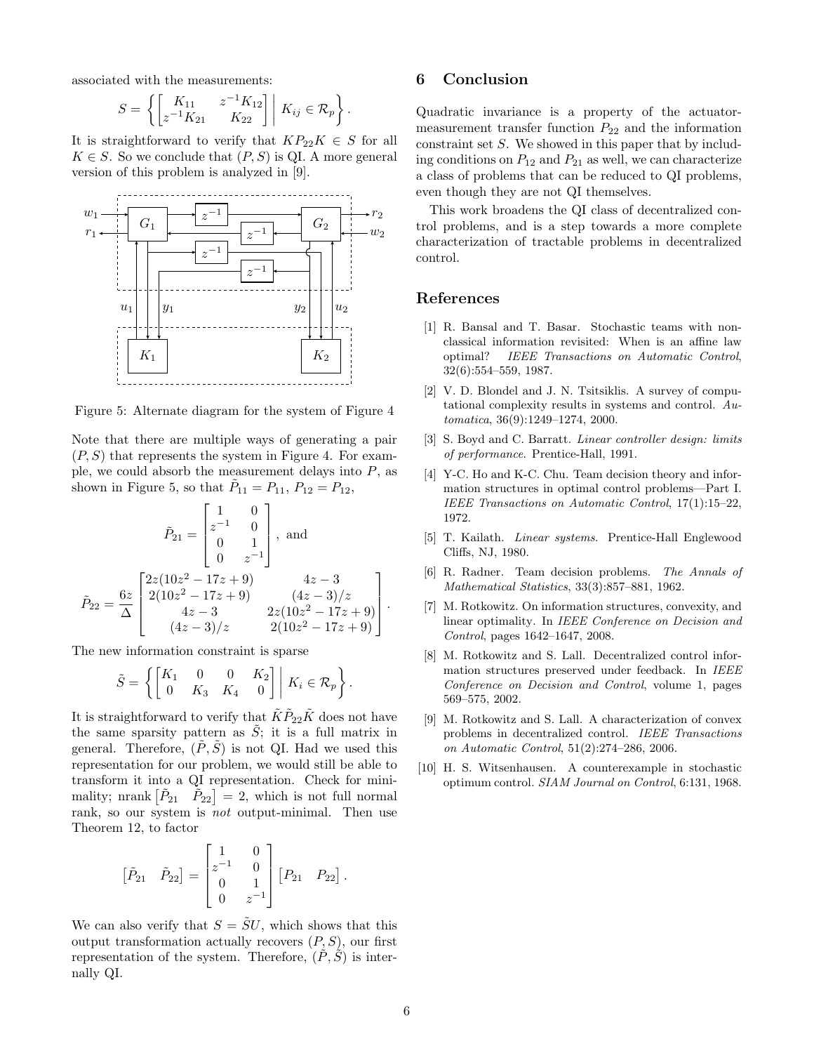associated with the measurements:

$$S = \left\{ \begin{bmatrix} K_{11} & z^{-1}K_{12} \\ z^{-1}K_{21} & K_{22} \end{bmatrix} \middle| \; K_{ij} \in \mathcal{R}_p \right\}.$$

It is straightforward to verify that $KP_{22}K \in S$ for all $K \in S$. So we conclude that $(P, S)$ is QI. A more general version of this problem is analyzed in [9].

w1
r1
G1
z−1
z−1
z−1
z−1
G2
r2
w2
u1
y1
y2
u2
K1
K2

Figure 5: Alternate diagram for the system of Figure 4

Note that there are multiple ways of generating a pair $(P, S)$ that represents the system in Figure 4. For example, we could absorb the measurement delays into $P$, as shown in Figure 5, so that $\tilde{P}_{11} = P_{11}$, $P_{12} = P_{12}$,

$$\tilde{P}_{21} = \begin{bmatrix} 1 & 0 \\ z^{-1} & 0 \\ 0 & 1 \\ 0 & z^{-1} \end{bmatrix}, \text{ and}$$

$$\tilde{P}_{22} = \frac{6z}{\Delta} \begin{bmatrix} 2z(10z^2 - 17z + 9) & 4z - 3 \\ 2(10z^2 - 17z + 9) & (4z-3)/z \\ 4z - 3 & 2z(10z^2 - 17z + 9) \\ (4z-3)/z & 2(10z^2 - 17z + 9) \end{bmatrix}.$$

The new information constraint is sparse

$$\tilde{S} = \left\{ \begin{bmatrix} K_1 & 0 & 0 & K_2 \\ 0 & K_3 & K_4 & 0 \end{bmatrix} \middle| \; K_i \in \mathcal{R}_p \right\}.$$

It is straightforward to verify that $\tilde{K}\tilde{P}_{22}\tilde{K}$ does not have the same sparsity pattern as $\tilde{S}$; it is a full matrix in general. Therefore, $(\tilde{P}, \tilde{S})$ is not QI. Had we used this representation for our problem, we would still be able to transform it into a QI representation. Check for minimality; $\text{nrank}\begin{bmatrix} \tilde{P}_{21} & \tilde{P}_{22} \end{bmatrix} = 2$, which is not full normal rank, so our system is *not* output-minimal. Then use Theorem 12, to factor

$$\begin{bmatrix} \tilde{P}_{21} & \tilde{P}_{22} \end{bmatrix} = \begin{bmatrix} 1 & 0 \\ z^{-1} & 0 \\ 0 & 1 \\ 0 & z^{-1} \end{bmatrix} \begin{bmatrix} P_{21} & P_{22} \end{bmatrix}.$$

We can also verify that $S = \tilde{S}U$, which shows that this output transformation actually recovers $(P, S)$, our first representation of the system. Therefore, $(\tilde{P}, \tilde{S})$ is internally QI.

## 6 Conclusion

Quadratic invariance is a property of the actuator-measurement transfer function $P_{22}$ and the information constraint set $S$. We showed in this paper that by including conditions on $P_{12}$ and $P_{21}$ as well, we can characterize a class of problems that can be reduced to QI problems, even though they are not QI themselves.

This work broadens the QI class of decentralized control problems, and is a step towards a more complete characterization of tractable problems in decentralized control.

## References

[1] R. Bansal and T. Basar. Stochastic teams with non-classical information revisited: When is an affine law optimal? *IEEE Transactions on Automatic Control*, 32(6):554–559, 1987.

[2] V. D. Blondel and J. N. Tsitsiklis. A survey of computational complexity results in systems and control. *Automatica*, 36(9):1249–1274, 2000.

[3] S. Boyd and C. Barratt. *Linear controller design: limits of performance*. Prentice-Hall, 1991.

[4] Y-C. Ho and K-C. Chu. Team decision theory and information structures in optimal control problems—Part I. *IEEE Transactions on Automatic Control*, 17(1):15–22, 1972.

[5] T. Kailath. *Linear systems*. Prentice-Hall Englewood Cliffs, NJ, 1980.

[6] R. Radner. Team decision problems. *The Annals of Mathematical Statistics*, 33(3):857–881, 1962.

[7] M. Rotkowitz. On information structures, convexity, and linear optimality. In *IEEE Conference on Decision and Control*, pages 1642–1647, 2008.

[8] M. Rotkowitz and S. Lall. Decentralized control information structures preserved under feedback. In *IEEE Conference on Decision and Control*, volume 1, pages 569–575, 2002.

[9] M. Rotkowitz and S. Lall. A characterization of convex problems in decentralized control. *IEEE Transactions on Automatic Control*, 51(2):274–286, 2006.

[10] H. S. Witsenhausen. A counterexample in stochastic optimum control. *SIAM Journal on Control*, 6:131, 1968.